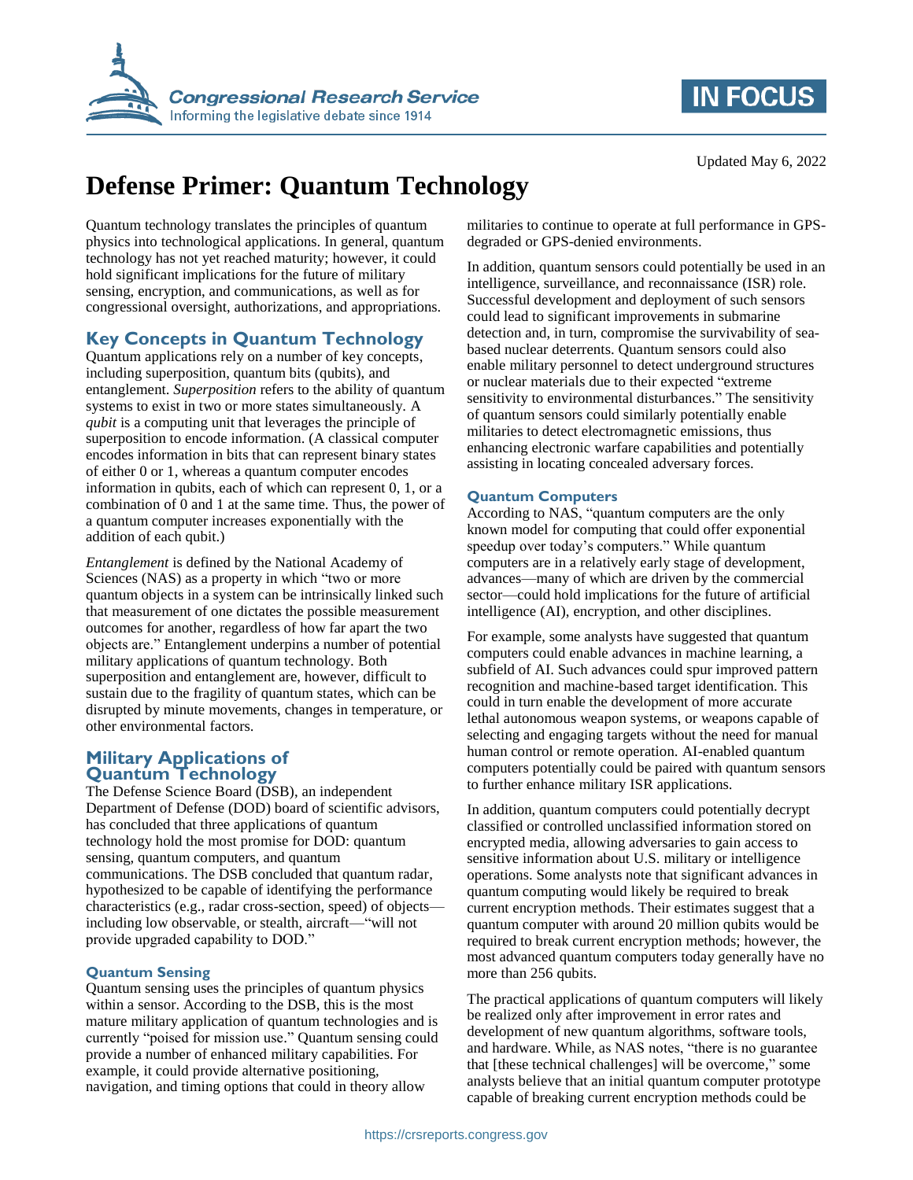Updated May 6, 2022

# Defense Primer: Quantum Technology

Quantum technology translates the principles of quantum physics into technological applications. In general, quantum technology has not yet reached maturity; however, it could hold significant implications for the future of military sensing, encryption, and communications, as well as for congressional oversight, authorizations, and appropriations.

## Key Concepts in Quantum Technology

Quantum applications rely on a number of key concepts, including superposition, quantum bits (qubits), and entanglement. *Superposition* refers to the ability of quantum systems to exist in two or more states simultaneously. A *qubit* is a computing unit that leverages the principle of superposition to encode information. (A classical computer encodes information in bits that can represent binary states of either 0 or 1, whereas a quantum computer encodes information in qubits, each of which can represent 0, 1, or a combination of 0 and 1 at the same time. Thus, the power of a quantum computer increases exponentially with the addition of each qubit.)

*Entanglement* is defined by the National Academy of Sciences (NAS) as a property in which "two or more quantum objects in a system can be intrinsically linked such that measurement of one dictates the possible measurement outcomes for another, regardless of how far apart the two objects are." Entanglement underpins a number of potential military applications of quantum technology. Both superposition and entanglement are, however, difficult to sustain due to the fragility of quantum states, which can be disrupted by minute movements, changes in temperature, or other environmental factors.

## Military Applications of Quantum Technology

The Defense Science Board (DSB), an independent Department of Defense (DOD) board of scientific advisors, has concluded that three applications of quantum technology hold the most promise for DOD: quantum sensing, quantum computers, and quantum communications. The DSB concluded that quantum radar, hypothesized to be capable of identifying the performance characteristics (e.g., radar cross-section, speed) of objects—including low observable, or stealth, aircraft—"will not provide upgraded capability to DOD."

### Quantum Sensing

Quantum sensing uses the principles of quantum physics within a sensor. According to the DSB, this is the most mature military application of quantum technologies and is currently "poised for mission use." Quantum sensing could provide a number of enhanced military capabilities. For example, it could provide alternative positioning, navigation, and timing options that could in theory allow militaries to continue to operate at full performance in GPS-degraded or GPS-denied environments.

In addition, quantum sensors could potentially be used in an intelligence, surveillance, and reconnaissance (ISR) role. Successful development and deployment of such sensors could lead to significant improvements in submarine detection and, in turn, compromise the survivability of sea-based nuclear deterrents. Quantum sensors could also enable military personnel to detect underground structures or nuclear materials due to their expected "extreme sensitivity to environmental disturbances." The sensitivity of quantum sensors could similarly potentially enable militaries to detect electromagnetic emissions, thus enhancing electronic warfare capabilities and potentially assisting in locating concealed adversary forces.

### Quantum Computers

According to NAS, "quantum computers are the only known model for computing that could offer exponential speedup over today's computers." While quantum computers are in a relatively early stage of development, advances—many of which are driven by the commercial sector—could hold implications for the future of artificial intelligence (AI), encryption, and other disciplines.

For example, some analysts have suggested that quantum computers could enable advances in machine learning, a subfield of AI. Such advances could spur improved pattern recognition and machine-based target identification. This could in turn enable the development of more accurate lethal autonomous weapon systems, or weapons capable of selecting and engaging targets without the need for manual human control or remote operation. AI-enabled quantum computers potentially could be paired with quantum sensors to further enhance military ISR applications.

In addition, quantum computers could potentially decrypt classified or controlled unclassified information stored on encrypted media, allowing adversaries to gain access to sensitive information about U.S. military or intelligence operations. Some analysts note that significant advances in quantum computing would likely be required to break current encryption methods. Their estimates suggest that a quantum computer with around 20 million qubits would be required to break current encryption methods; however, the most advanced quantum computers today generally have no more than 256 qubits.

The practical applications of quantum computers will likely be realized only after improvement in error rates and development of new quantum algorithms, software tools, and hardware. While, as NAS notes, "there is no guarantee that [these technical challenges] will be overcome," some analysts believe that an initial quantum computer prototype capable of breaking current encryption methods could be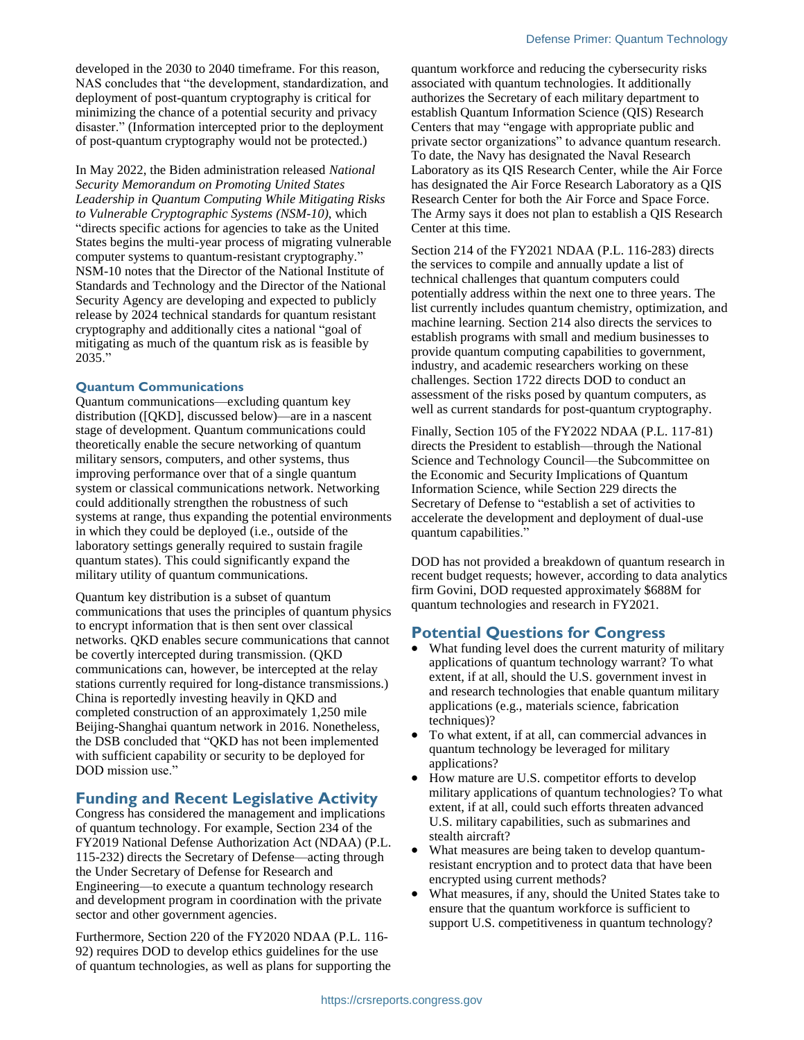developed in the 2030 to 2040 timeframe. For this reason, NAS concludes that "the development, standardization, and deployment of post-quantum cryptography is critical for minimizing the chance of a potential security and privacy disaster." (Information intercepted prior to the deployment of post-quantum cryptography would not be protected.)

In May 2022, the Biden administration released *National Security Memorandum on Promoting United States Leadership in Quantum Computing While Mitigating Risks to Vulnerable Cryptographic Systems (NSM-10)*, which "directs specific actions for agencies to take as the United States begins the multi-year process of migrating vulnerable computer systems to quantum-resistant cryptography." NSM-10 notes that the Director of the National Institute of Standards and Technology and the Director of the National Security Agency are developing and expected to publicly release by 2024 technical standards for quantum resistant cryptography and additionally cites a national "goal of mitigating as much of the quantum risk as is feasible by 2035."

### Quantum Communications

Quantum communications—excluding quantum key distribution ([QKD], discussed below)—are in a nascent stage of development. Quantum communications could theoretically enable the secure networking of quantum military sensors, computers, and other systems, thus improving performance over that of a single quantum system or classical communications network. Networking could additionally strengthen the robustness of such systems at range, thus expanding the potential environments in which they could be deployed (i.e., outside of the laboratory settings generally required to sustain fragile quantum states). This could significantly expand the military utility of quantum communications.

Quantum key distribution is a subset of quantum communications that uses the principles of quantum physics to encrypt information that is then sent over classical networks. QKD enables secure communications that cannot be covertly intercepted during transmission. (QKD communications can, however, be intercepted at the relay stations currently required for long-distance transmissions.) China is reportedly investing heavily in QKD and completed construction of an approximately 1,250 mile Beijing-Shanghai quantum network in 2016. Nonetheless, the DSB concluded that "QKD has not been implemented with sufficient capability or security to be deployed for DOD mission use."

## Funding and Recent Legislative Activity

Congress has considered the management and implications of quantum technology. For example, Section 234 of the FY2019 National Defense Authorization Act (NDAA) (P.L. 115-232) directs the Secretary of Defense—acting through the Under Secretary of Defense for Research and Engineering—to execute a quantum technology research and development program in coordination with the private sector and other government agencies.

Furthermore, Section 220 of the FY2020 NDAA (P.L. 116-92) requires DOD to develop ethics guidelines for the use of quantum technologies, as well as plans for supporting the quantum workforce and reducing the cybersecurity risks associated with quantum technologies. It additionally authorizes the Secretary of each military department to establish Quantum Information Science (QIS) Research Centers that may "engage with appropriate public and private sector organizations" to advance quantum research. To date, the Navy has designated the Naval Research Laboratory as its QIS Research Center, while the Air Force has designated the Air Force Research Laboratory as a QIS Research Center for both the Air Force and Space Force. The Army says it does not plan to establish a QIS Research Center at this time.

Section 214 of the FY2021 NDAA (P.L. 116-283) directs the services to compile and annually update a list of technical challenges that quantum computers could potentially address within the next one to three years. The list currently includes quantum chemistry, optimization, and machine learning. Section 214 also directs the services to establish programs with small and medium businesses to provide quantum computing capabilities to government, industry, and academic researchers working on these challenges. Section 1722 directs DOD to conduct an assessment of the risks posed by quantum computers, as well as current standards for post-quantum cryptography.

Finally, Section 105 of the FY2022 NDAA (P.L. 117-81) directs the President to establish—through the National Science and Technology Council—the Subcommittee on the Economic and Security Implications of Quantum Information Science, while Section 229 directs the Secretary of Defense to "establish a set of activities to accelerate the development and deployment of dual-use quantum capabilities."

DOD has not provided a breakdown of quantum research in recent budget requests; however, according to data analytics firm Govini, DOD requested approximately $688M for quantum technologies and research in FY2021.

## Potential Questions for Congress

- What funding level does the current maturity of military applications of quantum technology warrant? To what extent, if at all, should the U.S. government invest in and research technologies that enable quantum military applications (e.g., materials science, fabrication techniques)?
- To what extent, if at all, can commercial advances in quantum technology be leveraged for military applications?
- How mature are U.S. competitor efforts to develop military applications of quantum technologies? To what extent, if at all, could such efforts threaten advanced U.S. military capabilities, such as submarines and stealth aircraft?
- What measures are being taken to develop quantum-resistant encryption and to protect data that have been encrypted using current methods?
- What measures, if any, should the United States take to ensure that the quantum workforce is sufficient to support U.S. competitiveness in quantum technology?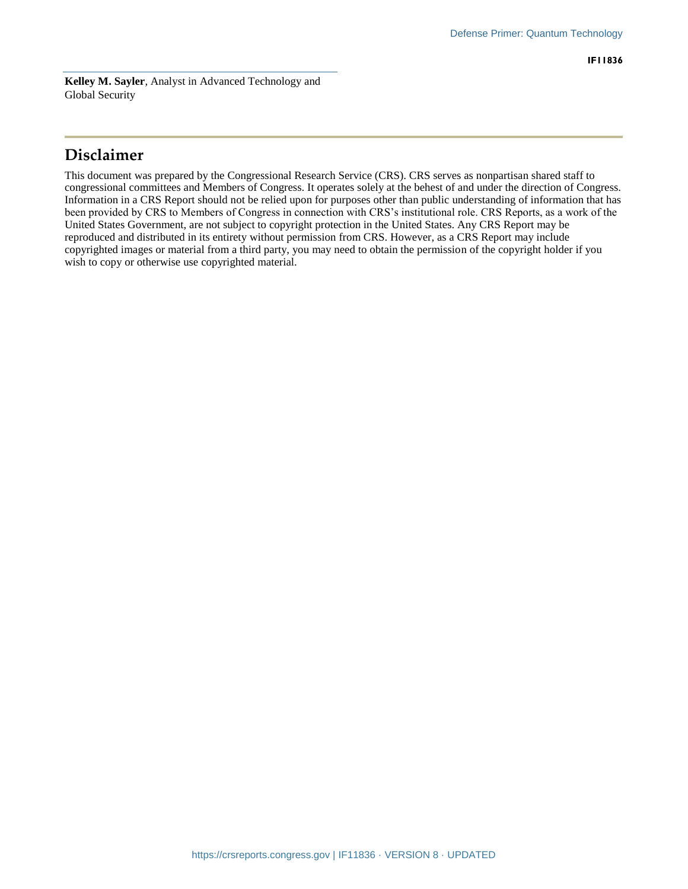**Kelley M. Sayler**, Analyst in Advanced Technology and Global Security

## Disclaimer

This document was prepared by the Congressional Research Service (CRS). CRS serves as nonpartisan shared staff to congressional committees and Members of Congress. It operates solely at the behest of and under the direction of Congress. Information in a CRS Report should not be relied upon for purposes other than public understanding of information that has been provided by CRS to Members of Congress in connection with CRS's institutional role. CRS Reports, as a work of the United States Government, are not subject to copyright protection in the United States. Any CRS Report may be reproduced and distributed in its entirety without permission from CRS. However, as a CRS Report may include copyrighted images or material from a third party, you may need to obtain the permission of the copyright holder if you wish to copy or otherwise use copyrighted material.